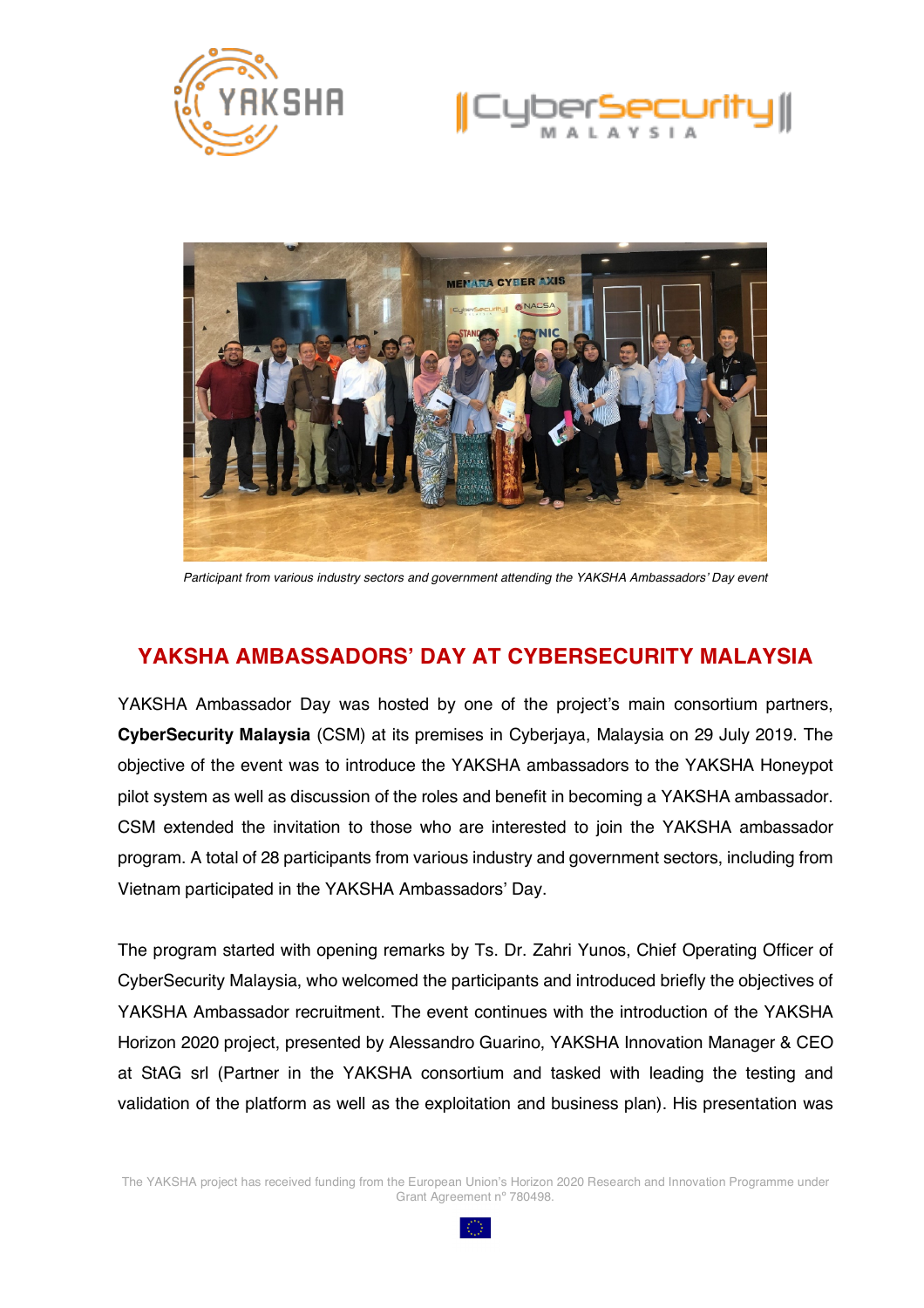*Participant from various industry sectors and government attending the YAKSHA Ambassadors' Day event*

## YAKSHA AMBASSADORS' DAY AT CYBERSECURITY MALAYSIA

YAKSHA Ambassador Day was hosted by one of the project's main consortium partners, **CyberSecurity Malaysia** (CSM) at its premises in Cyberjaya, Malaysia on 29 July 2019. The objective of the event was to introduce the YAKSHA ambassadors to the YAKSHA Honeypot pilot system as well as discussion of the roles and benefit in becoming a YAKSHA ambassador. CSM extended the invitation to those who are interested to join the YAKSHA ambassador program. A total of 28 participants from various industry and government sectors, including from Vietnam participated in the YAKSHA Ambassadors' Day.

The program started with opening remarks by Ts. Dr. Zahri Yunos, Chief Operating Officer of CyberSecurity Malaysia, who welcomed the participants and introduced briefly the objectives of YAKSHA Ambassador recruitment. The event continues with the introduction of the YAKSHA Horizon 2020 project, presented by Alessandro Guarino, YAKSHA Innovation Manager & CEO at StAG srl (Partner in the YAKSHA consortium and tasked with leading the testing and validation of the platform as well as the exploitation and business plan). His presentation was

The YAKSHA project has received funding from the European Union's Horizon 2020 Research and Innovation Programme under Grant Agreement nº 780498.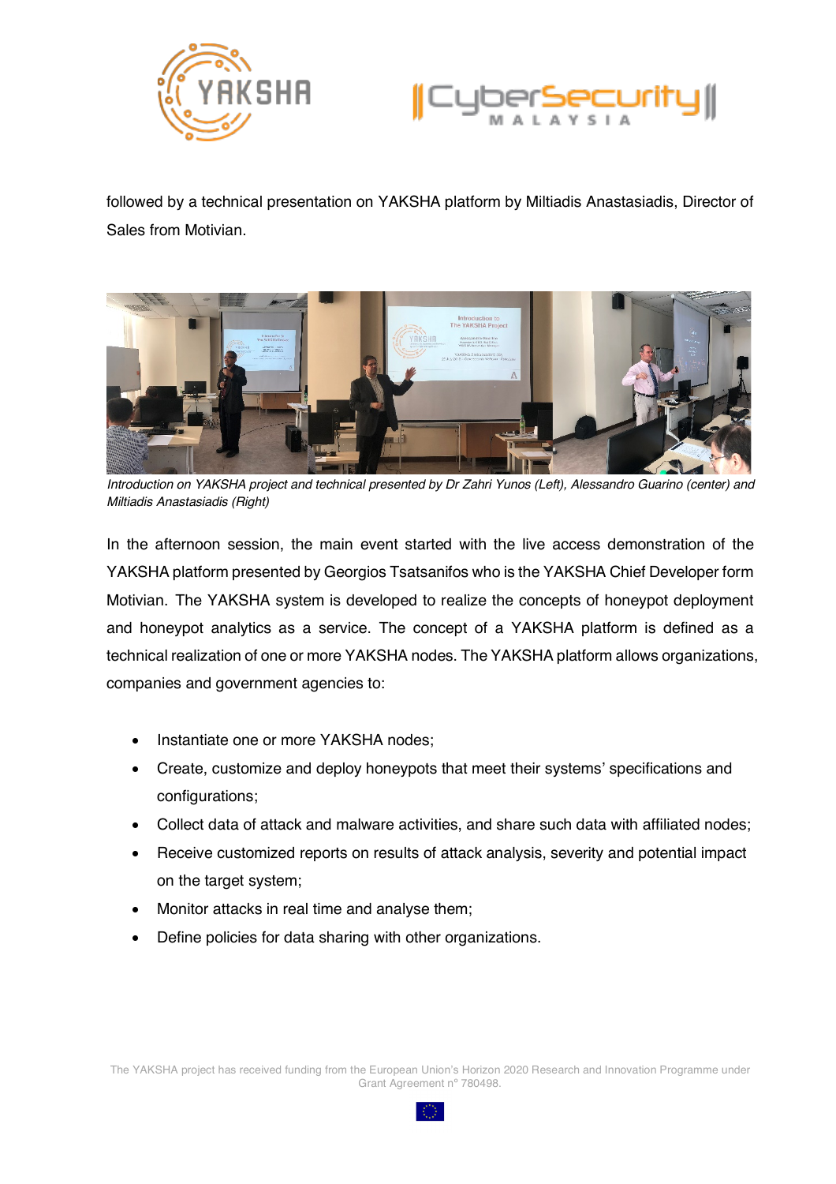followed by a technical presentation on YAKSHA platform by Miltiadis Anastasiadis, Director of Sales from Motivian.

*Introduction on YAKSHA project and technical presented by Dr Zahri Yunos (Left), Alessandro Guarino (center) and Miltiadis Anastasiadis (Right)*

In the afternoon session, the main event started with the live access demonstration of the YAKSHA platform presented by Georgios Tsatsanifos who is the YAKSHA Chief Developer form Motivian. The YAKSHA system is developed to realize the concepts of honeypot deployment and honeypot analytics as a service. The concept of a YAKSHA platform is defined as a technical realization of one or more YAKSHA nodes. The YAKSHA platform allows organizations, companies and government agencies to:

- Instantiate one or more YAKSHA nodes;
- Create, customize and deploy honeypots that meet their systems' specifications and configurations;
- Collect data of attack and malware activities, and share such data with affiliated nodes;
- Receive customized reports on results of attack analysis, severity and potential impact on the target system;
- Monitor attacks in real time and analyse them;
- Define policies for data sharing with other organizations.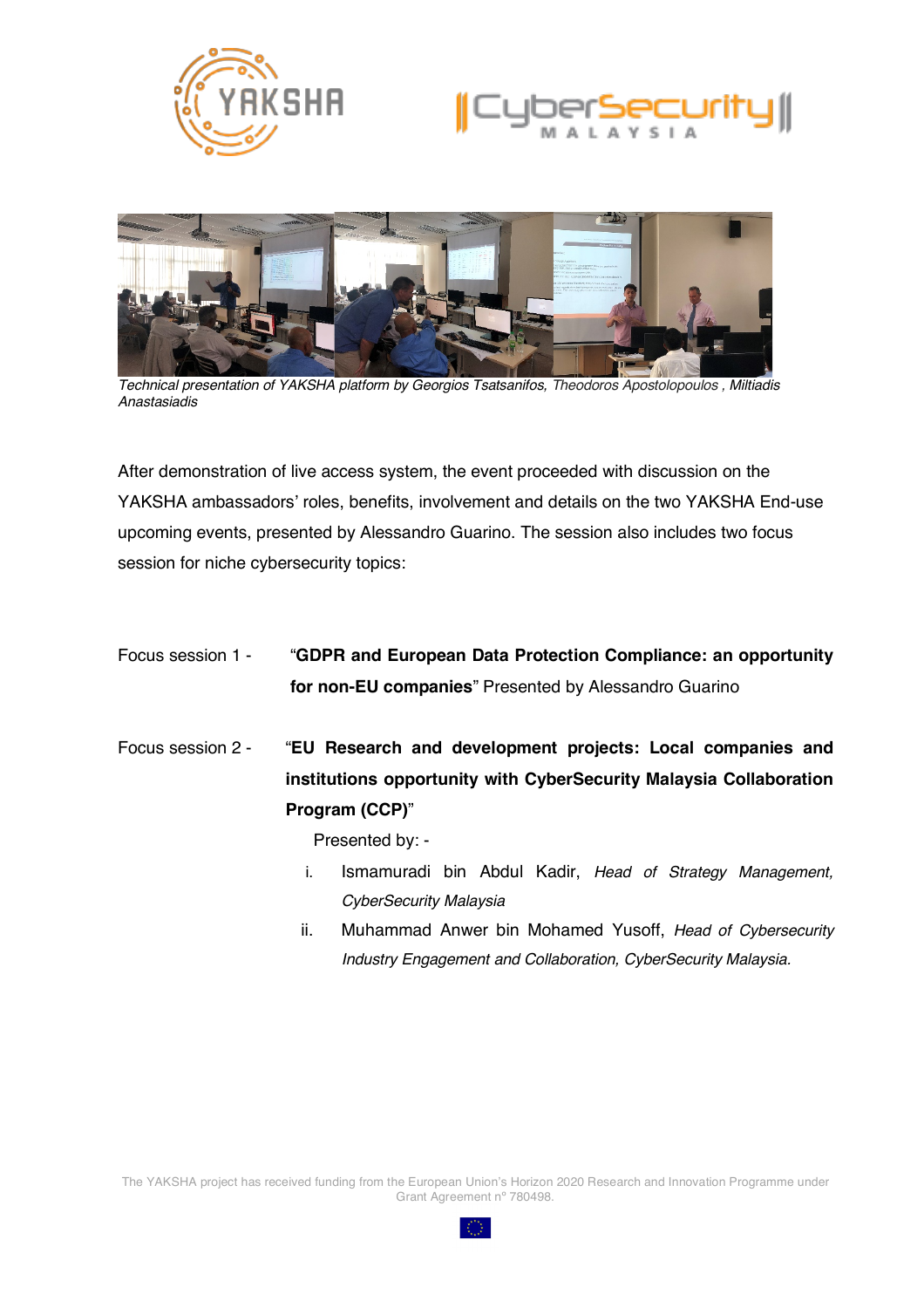*Technical presentation of YAKSHA platform by Georgios Tsatsanifos, Theodoros Apostolopoulos , Miltiadis Anastasiadis*

After demonstration of live access system, the event proceeded with discussion on the YAKSHA ambassadors' roles, benefits, involvement and details on the two YAKSHA End-use upcoming events, presented by Alessandro Guarino. The session also includes two focus session for niche cybersecurity topics:

Focus session 1 - "**GDPR and European Data Protection Compliance: an opportunity for non-EU companies**" Presented by Alessandro Guarino

Focus session 2 - "**EU Research and development projects: Local companies and institutions opportunity with CyberSecurity Malaysia Collaboration Program (CCP)**"

Presented by: -

i. Ismamuradi bin Abdul Kadir, *Head of Strategy Management, CyberSecurity Malaysia*
ii. Muhammad Anwer bin Mohamed Yusoff, *Head of Cybersecurity Industry Engagement and Collaboration, CyberSecurity Malaysia.*

The YAKSHA project has received funding from the European Union's Horizon 2020 Research and Innovation Programme under Grant Agreement nº 780498.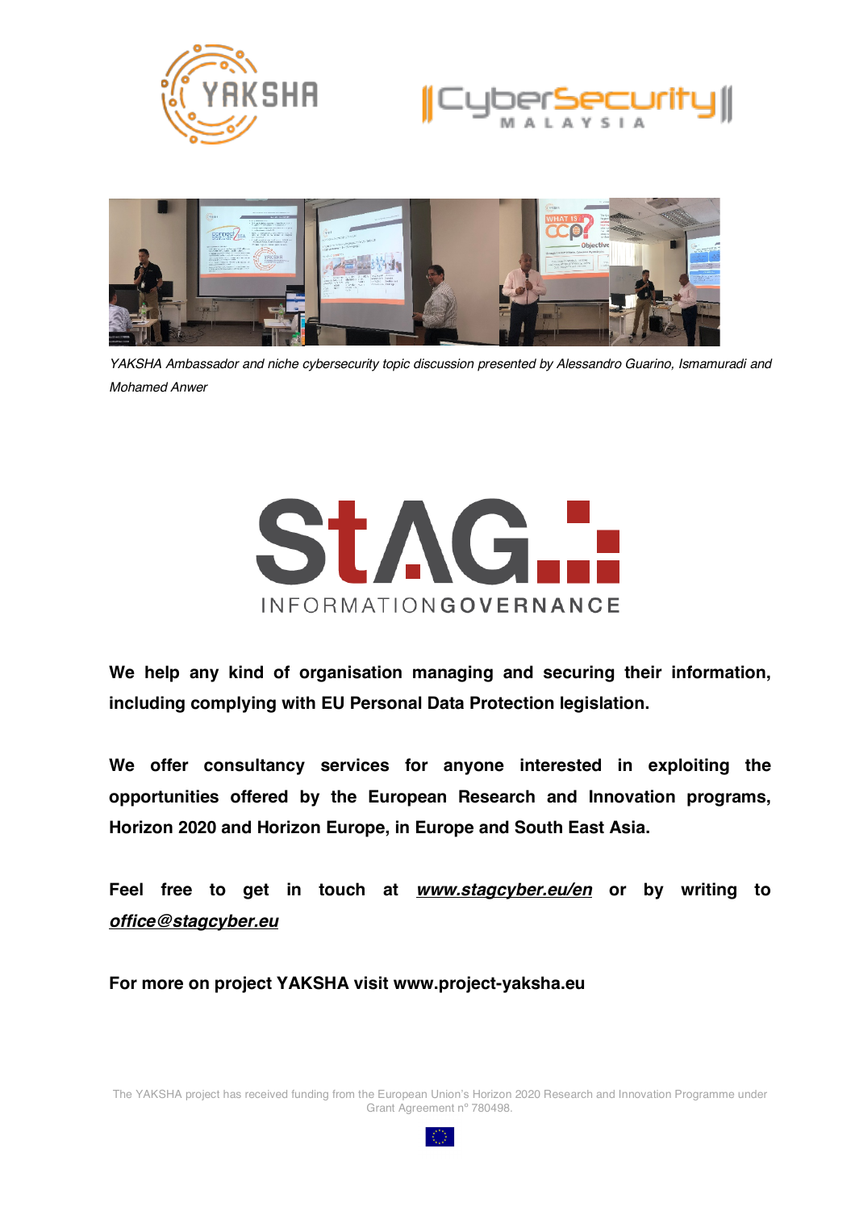*YAKSHA Ambassador and niche cybersecurity topic discussion presented by Alessandro Guarino, Ismamuradi and Mohamed Anwer*

**We help any kind of organisation managing and securing their information, including complying with EU Personal Data Protection legislation.**

**We offer consultancy services for anyone interested in exploiting the opportunities offered by the European Research and Innovation programs, Horizon 2020 and Horizon Europe, in Europe and South East Asia.**

**Feel free to get in touch at *[www.stagcyber.eu/en](http://www.stagcyber.eu/en)* or by writing to *office@stagcyber.eu***

**For more on project YAKSHA visit www.project-yaksha.eu**

The YAKSHA project has received funding from the European Union's Horizon 2020 Research and Innovation Programme under Grant Agreement nº 780498.